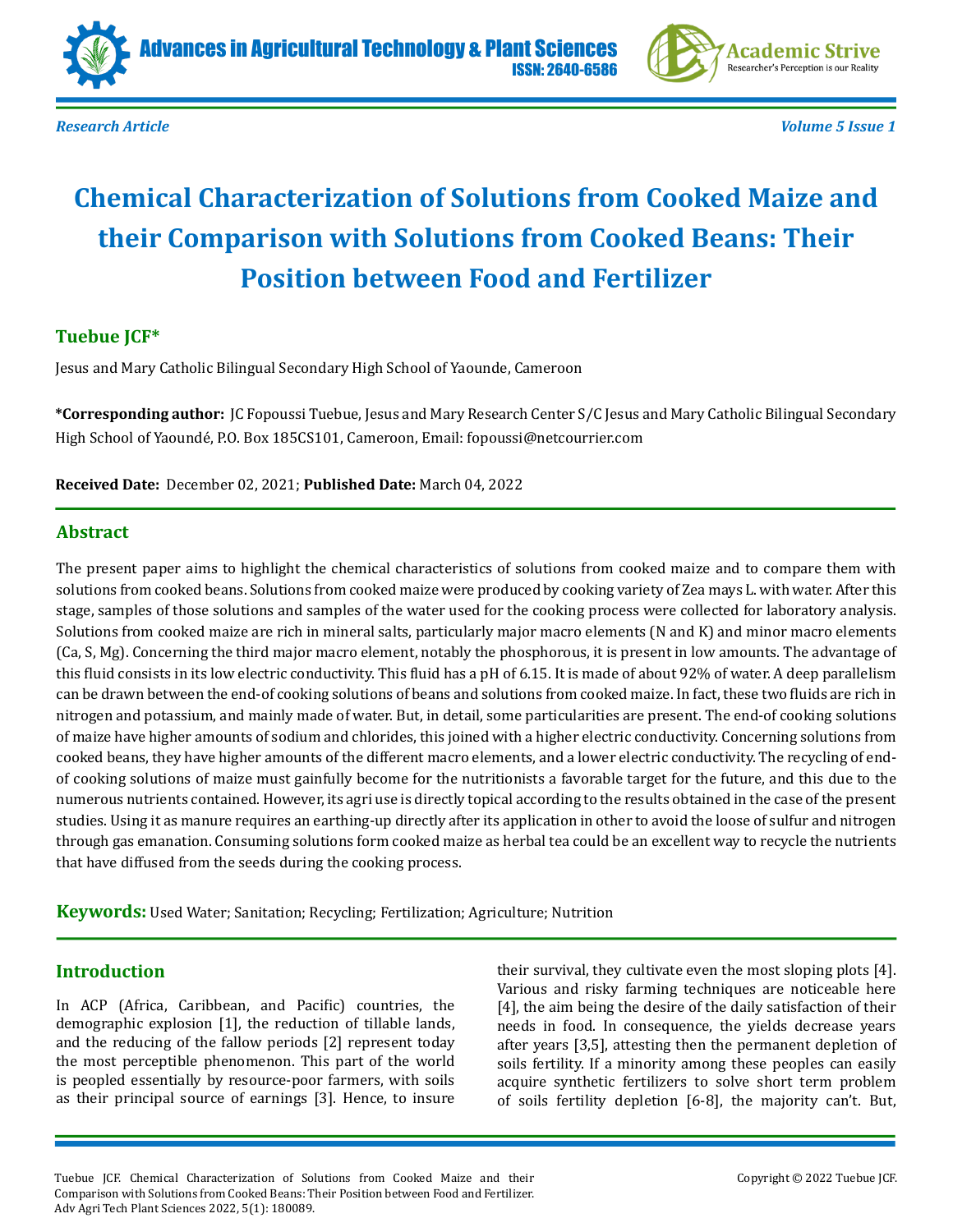*Research Article*

*Volume 5 Issue 1*

# Chemical Characterization of Solutions from Cooked Maize and their Comparison with Solutions from Cooked Beans: Their Position between Food and Fertilizer

**Tuebue JCF***

Jesus and Mary Catholic Bilingual Secondary High School of Yaounde, Cameroon

**\*Corresponding author:** JC Fopoussi Tuebue, Jesus and Mary Research Center S/C Jesus and Mary Catholic Bilingual Secondary High School of Yaoundé, P.O. Box 185CS101, Cameroon, Email: fopoussi@netcourrier.com

**Received Date:** December 02, 2021; **Published Date:** March 04, 2022

## Abstract

The present paper aims to highlight the chemical characteristics of solutions from cooked maize and to compare them with solutions from cooked beans. Solutions from cooked maize were produced by cooking variety of Zea mays L. with water. After this stage, samples of those solutions and samples of the water used for the cooking process were collected for laboratory analysis. Solutions from cooked maize are rich in mineral salts, particularly major macro elements (N and K) and minor macro elements (Ca, S, Mg). Concerning the third major macro element, notably the phosphorous, it is present in low amounts. The advantage of this fluid consists in its low electric conductivity. This fluid has a pH of 6.15. It is made of about 92% of water. A deep parallelism can be drawn between the end-of cooking solutions of beans and solutions from cooked maize. In fact, these two fluids are rich in nitrogen and potassium, and mainly made of water. But, in detail, some particularities are present. The end-of cooking solutions of maize have higher amounts of sodium and chlorides, this joined with a higher electric conductivity. Concerning solutions from cooked beans, they have higher amounts of the different macro elements, and a lower electric conductivity. The recycling of end-of cooking solutions of maize must gainfully become for the nutritionists a favorable target for the future, and this due to the numerous nutrients contained. However, its agri use is directly topical according to the results obtained in the case of the present studies. Using it as manure requires an earthing-up directly after its application in other to avoid the loose of sulfur and nitrogen through gas emanation. Consuming solutions form cooked maize as herbal tea could be an excellent way to recycle the nutrients that have diffused from the seeds during the cooking process.

**Keywords:** Used Water; Sanitation; Recycling; Fertilization; Agriculture; Nutrition

## Introduction

In ACP (Africa, Caribbean, and Pacific) countries, the demographic explosion [1], the reduction of tillable lands, and the reducing of the fallow periods [2] represent today the most perceptible phenomenon. This part of the world is peopled essentially by resource-poor farmers, with soils as their principal source of earnings [3]. Hence, to insure their survival, they cultivate even the most sloping plots [4]. Various and risky farming techniques are noticeable here [4], the aim being the desire of the daily satisfaction of their needs in food. In consequence, the yields decrease years after years [3,5], attesting then the permanent depletion of soils fertility. If a minority among these peoples can easily acquire synthetic fertilizers to solve short term problem of soils fertility depletion [6-8], the majority can't. But,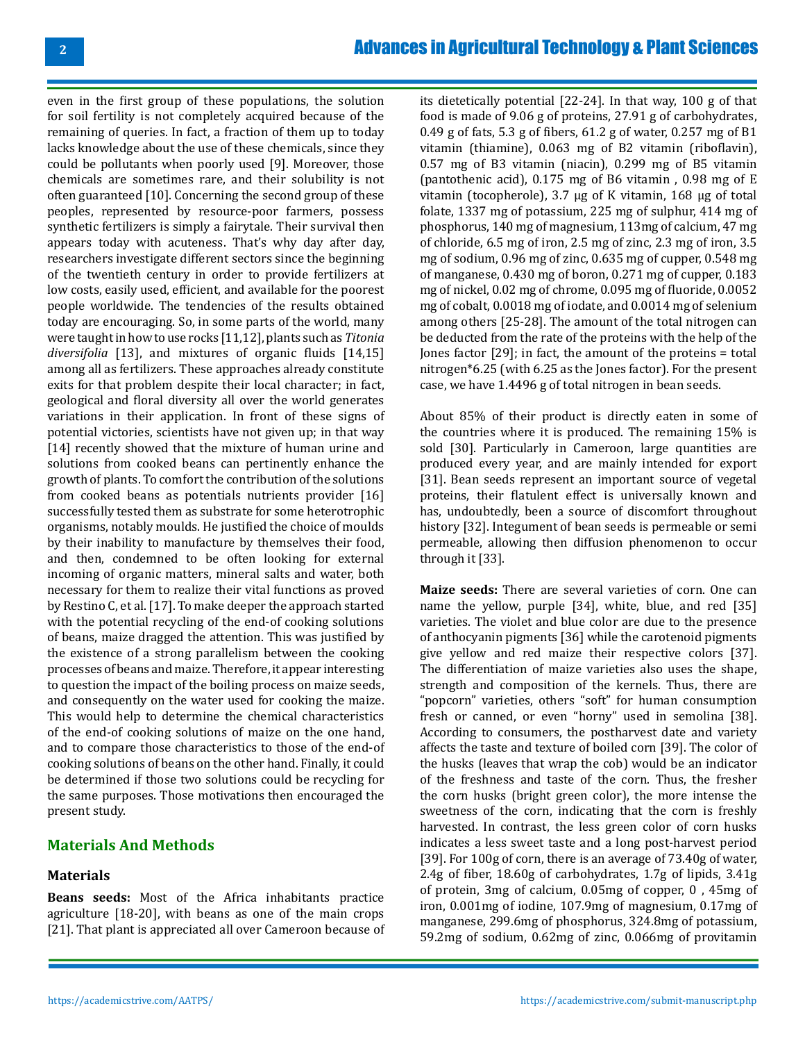even in the first group of these populations, the solution for soil fertility is not completely acquired because of the remaining of queries. In fact, a fraction of them up to today lacks knowledge about the use of these chemicals, since they could be pollutants when poorly used [9]. Moreover, those chemicals are sometimes rare, and their solubility is not often guaranteed [10]. Concerning the second group of these peoples, represented by resource-poor farmers, possess synthetic fertilizers is simply a fairytale. Their survival then appears today with acuteness. That's why day after day, researchers investigate different sectors since the beginning of the twentieth century in order to provide fertilizers at low costs, easily used, efficient, and available for the poorest people worldwide. The tendencies of the results obtained today are encouraging. So, in some parts of the world, many were taught in how to use rocks [11,12], plants such as *Titonia diversifolia* [13], and mixtures of organic fluids [14,15] among all as fertilizers. These approaches already constitute exits for that problem despite their local character; in fact, geological and floral diversity all over the world generates variations in their application. In front of these signs of potential victories, scientists have not given up; in that way [14] recently showed that the mixture of human urine and solutions from cooked beans can pertinently enhance the growth of plants. To comfort the contribution of the solutions from cooked beans as potentials nutrients provider [16] successfully tested them as substrate for some heterotrophic organisms, notably moulds. He justified the choice of moulds by their inability to manufacture by themselves their food, and then, condemned to be often looking for external incoming of organic matters, mineral salts and water, both necessary for them to realize their vital functions as proved by Restino C, et al. [17]. To make deeper the approach started with the potential recycling of the end-of cooking solutions of beans, maize dragged the attention. This was justified by the existence of a strong parallelism between the cooking processes of beans and maize. Therefore, it appear interesting to question the impact of the boiling process on maize seeds, and consequently on the water used for cooking the maize. This would help to determine the chemical characteristics of the end-of cooking solutions of maize on the one hand, and to compare those characteristics to those of the end-of cooking solutions of beans on the other hand. Finally, it could be determined if those two solutions could be recycling for the same purposes. Those motivations then encouraged the present study.

## Materials And Methods

### Materials

**Beans seeds:** Most of the Africa inhabitants practice agriculture [18-20], with beans as one of the main crops [21]. That plant is appreciated all over Cameroon because of its dietetically potential [22-24]. In that way, 100 g of that food is made of 9.06 g of proteins, 27.91 g of carbohydrates, 0.49 g of fats, 5.3 g of fibers, 61.2 g of water, 0.257 mg of B1 vitamin (thiamine), 0.063 mg of B2 vitamin (riboflavin), 0.57 mg of B3 vitamin (niacin), 0.299 mg of B5 vitamin (pantothenic acid), 0.175 mg of B6 vitamin , 0.98 mg of E vitamin (tocopherole), 3.7 µg of K vitamin, 168 µg of total folate, 1337 mg of potassium, 225 mg of sulphur, 414 mg of phosphorus, 140 mg of magnesium, 113mg of calcium, 47 mg of chloride, 6.5 mg of iron, 2.5 mg of zinc, 2.3 mg of iron, 3.5 mg of sodium, 0.96 mg of zinc, 0.635 mg of cupper, 0.548 mg of manganese, 0.430 mg of boron, 0.271 mg of cupper, 0.183 mg of nickel, 0.02 mg of chrome, 0.095 mg of fluoride, 0.0052 mg of cobalt, 0.0018 mg of iodate, and 0.0014 mg of selenium among others [25-28]. The amount of the total nitrogen can be deducted from the rate of the proteins with the help of the Jones factor [29]; in fact, the amount of the proteins = total nitrogen*6.25 (with 6.25 as the Jones factor). For the present case, we have 1.4496 g of total nitrogen in bean seeds.

About 85% of their product is directly eaten in some of the countries where it is produced. The remaining 15% is sold [30]. Particularly in Cameroon, large quantities are produced every year, and are mainly intended for export [31]. Bean seeds represent an important source of vegetal proteins, their flatulent effect is universally known and has, undoubtedly, been a source of discomfort throughout history [32]. Integument of bean seeds is permeable or semi permeable, allowing then diffusion phenomenon to occur through it [33].

**Maize seeds:** There are several varieties of corn. One can name the yellow, purple [34], white, blue, and red [35] varieties. The violet and blue color are due to the presence of anthocyanin pigments [36] while the carotenoid pigments give yellow and red maize their respective colors [37]. The differentiation of maize varieties also uses the shape, strength and composition of the kernels. Thus, there are "popcorn" varieties, others "soft" for human consumption fresh or canned, or even "horny" used in semolina [38]. According to consumers, the postharvest date and variety affects the taste and texture of boiled corn [39]. The color of the husks (leaves that wrap the cob) would be an indicator of the freshness and taste of the corn. Thus, the fresher the corn husks (bright green color), the more intense the sweetness of the corn, indicating that the corn is freshly harvested. In contrast, the less green color of corn husks indicates a less sweet taste and a long post-harvest period [39]. For 100g of corn, there is an average of 73.40g of water, 2.4g of fiber, 18.60g of carbohydrates, 1.7g of lipids, 3.41g of protein, 3mg of calcium, 0.05mg of copper, 0 , 45mg of iron, 0.001mg of iodine, 107.9mg of magnesium, 0.17mg of manganese, 299.6mg of phosphorus, 324.8mg of potassium, 59.2mg of sodium, 0.62mg of zinc, 0.066mg of provitamin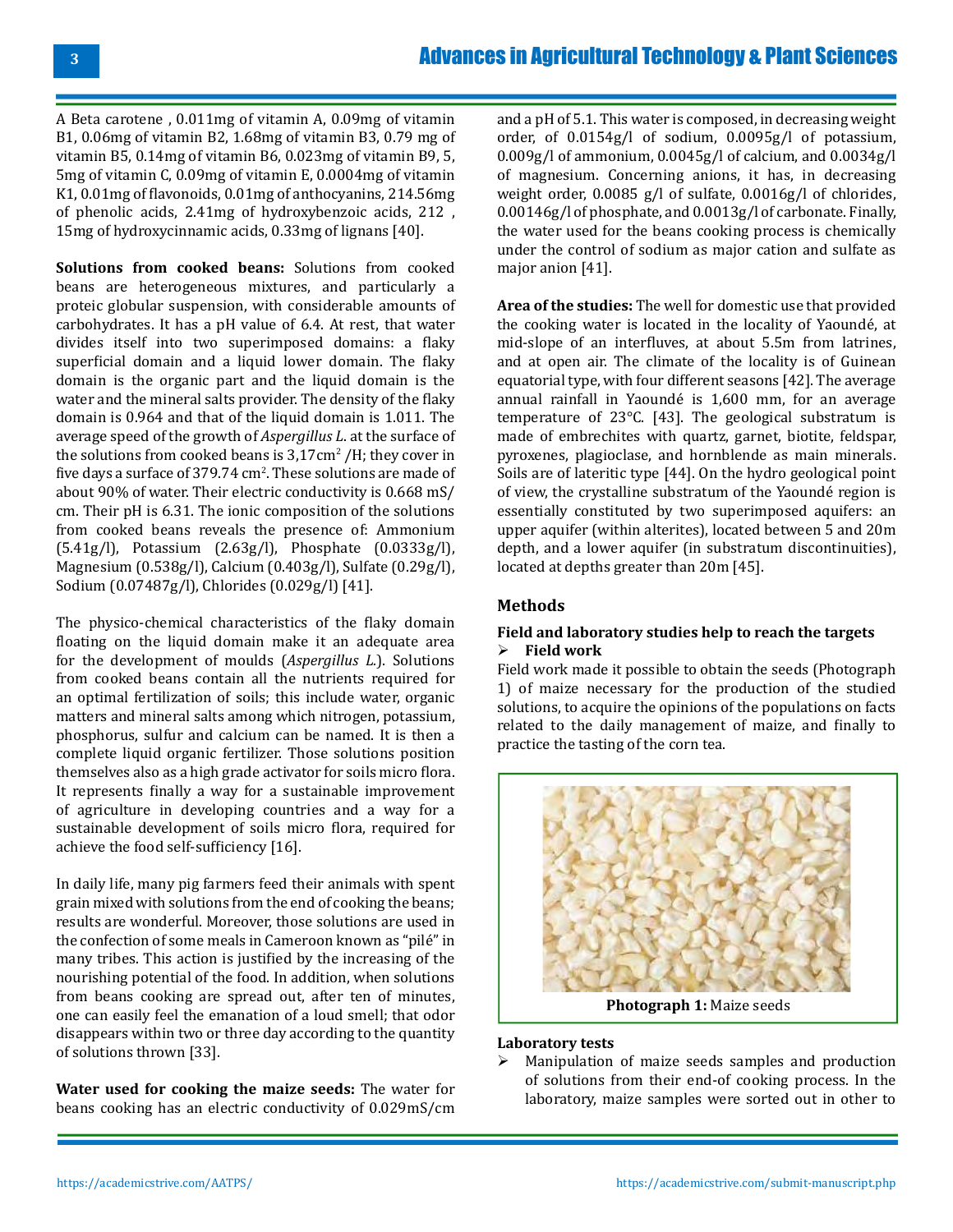A Beta carotene , 0.011mg of vitamin A, 0.09mg of vitamin B1, 0.06mg of vitamin B2, 1.68mg of vitamin B3, 0.79 mg of vitamin B5, 0.14mg of vitamin B6, 0.023mg of vitamin B9, 5, 5mg of vitamin C, 0.09mg of vitamin E, 0.0004mg of vitamin K1, 0.01mg of flavonoids, 0.01mg of anthocyanins, 214.56mg of phenolic acids, 2.41mg of hydroxybenzoic acids, 212 , 15mg of hydroxycinnamic acids, 0.33mg of lignans [40].

**Solutions from cooked beans:** Solutions from cooked beans are heterogeneous mixtures, and particularly a proteic globular suspension, with considerable amounts of carbohydrates. It has a pH value of 6.4. At rest, that water divides itself into two superimposed domains: a flaky superficial domain and a liquid lower domain. The flaky domain is the organic part and the liquid domain is the water and the mineral salts provider. The density of the flaky domain is 0.964 and that of the liquid domain is 1.011. The average speed of the growth of *Aspergillus L*. at the surface of the solutions from cooked beans is 3,17cm$^2$ /H; they cover in five days a surface of 379.74 cm$^2$. These solutions are made of about 90% of water. Their electric conductivity is 0.668 mS/cm. Their pH is 6.31. The ionic composition of the solutions from cooked beans reveals the presence of: Ammonium (5.41g/l), Potassium (2.63g/l), Phosphate (0.0333g/l), Magnesium (0.538g/l), Calcium (0.403g/l), Sulfate (0.29g/l), Sodium (0.07487g/l), Chlorides (0.029g/l) [41].

The physico-chemical characteristics of the flaky domain floating on the liquid domain make it an adequate area for the development of moulds (*Aspergillus L.*). Solutions from cooked beans contain all the nutrients required for an optimal fertilization of soils; this include water, organic matters and mineral salts among which nitrogen, potassium, phosphorus, sulfur and calcium can be named. It is then a complete liquid organic fertilizer. Those solutions position themselves also as a high grade activator for soils micro flora. It represents finally a way for a sustainable improvement of agriculture in developing countries and a way for a sustainable development of soils micro flora, required for achieve the food self-sufficiency [16].

In daily life, many pig farmers feed their animals with spent grain mixed with solutions from the end of cooking the beans; results are wonderful. Moreover, those solutions are used in the confection of some meals in Cameroon known as "pilé" in many tribes. This action is justified by the increasing of the nourishing potential of the food. In addition, when solutions from beans cooking are spread out, after ten of minutes, one can easily feel the emanation of a loud smell; that odor disappears within two or three day according to the quantity of solutions thrown [33].

**Water used for cooking the maize seeds:** The water for beans cooking has an electric conductivity of 0.029mS/cm and a pH of 5.1. This water is composed, in decreasing weight order, of 0.0154g/l of sodium, 0.0095g/l of potassium, 0.009g/l of ammonium, 0.0045g/l of calcium, and 0.0034g/l of magnesium. Concerning anions, it has, in decreasing weight order, 0.0085 g/l of sulfate, 0.0016g/l of chlorides, 0.00146g/l of phosphate, and 0.0013g/l of carbonate. Finally, the water used for the beans cooking process is chemically under the control of sodium as major cation and sulfate as major anion [41].

**Area of the studies:** The well for domestic use that provided the cooking water is located in the locality of Yaoundé, at mid-slope of an interfluves, at about 5.5m from latrines, and at open air. The climate of the locality is of Guinean equatorial type, with four different seasons [42]. The average annual rainfall in Yaoundé is 1,600 mm, for an average temperature of 23°C. [43]. The geological substratum is made of embrechites with quartz, garnet, biotite, feldspar, pyroxenes, plagioclase, and hornblende as main minerals. Soils are of lateritic type [44]. On the hydro geological point of view, the crystalline substratum of the Yaoundé region is essentially constituted by two superimposed aquifers: an upper aquifer (within alterites), located between 5 and 20m depth, and a lower aquifer (in substratum discontinuities), located at depths greater than 20m [45].

## Methods

### Field and laboratory studies help to reach the targets

- **Field work**

Field work made it possible to obtain the seeds (Photograph 1) of maize necessary for the production of the studied solutions, to acquire the opinions of the populations on facts related to the daily management of maize, and finally to practice the tasting of the corn tea.

**Photograph 1:** Maize seeds

### Laboratory tests

- Manipulation of maize seeds samples and production of solutions from their end-of cooking process. In the laboratory, maize samples were sorted out in other to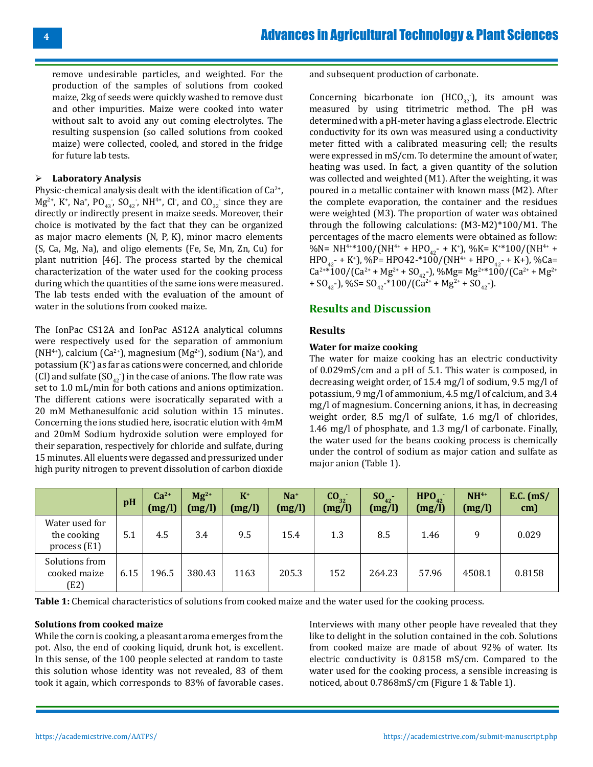remove undesirable particles, and weighted. For the production of the samples of solutions from cooked maize, 2kg of seeds were quickly washed to remove dust and other impurities. Maize were cooked into water without salt to avoid any out coming electrolytes. The resulting suspension (so called solutions from cooked maize) were collected, cooled, and stored in the fridge for future lab tests.

- **Laboratory Analysis**

Physic-chemical analysis dealt with the identification of $Ca^{2+}$, $Mg^{2+}$, $K^{+}$, $Na^{+}$, $PO_{43}^{-}$, $SO_{42}^{-}$, $NH^{4+}$, $Cl^{-}$, and $CO_{32}^{-}$ since they are directly or indirectly present in maize seeds. Moreover, their choice is motivated by the fact that they can be organized as major macro elements (N, P, K), minor macro elements (S, Ca, Mg, Na), and oligo elements (Fe, Se, Mn, Zn, Cu) for plant nutrition [46]. The process started by the chemical characterization of the water used for the cooking process during which the quantities of the same ions were measured. The lab tests ended with the evaluation of the amount of water in the solutions from cooked maize.

The IonPac CS12A and IonPac AS12A analytical columns were respectively used for the separation of ammonium ($NH^{4+}$), calcium ($Ca^{2+}$), magnesium ($Mg^{2+}$), sodium ($Na^{+}$), and potassium ($K^{+}$) as far as cations were concerned, and chloride (Cl) and sulfate ($SO_{42}^{-}$) in the case of anions. The flow rate was set to 1.0 mL/min for both cations and anions optimization. The different cations were isocratically separated with a 20 mM Methanesulfonic acid solution within 15 minutes. Concerning the ions studied here, isocratic elution with 4mM and 20mM Sodium hydroxide solution were employed for their separation, respectively for chloride and sulfate, during 15 minutes. All eluents were degassed and pressurized under high purity nitrogen to prevent dissolution of carbon dioxide and subsequent production of carbonate.

Concerning bicarbonate ion ($HCO_{32}^{-}$), its amount was measured by using titrimetric method. The pH was determined with a pH-meter having a glass electrode. Electric conductivity for its own was measured using a conductivity meter fitted with a calibrated measuring cell; the results were expressed in mS/cm. To determine the amount of water, heating was used. In fact, a given quantity of the solution was collected and weighted (M1). After the weighting, it was poured in a metallic container with known mass (M2). After the complete evaporation, the container and the residues were weighted (M3). The proportion of water was obtained through the following calculations: (M3-M2)*100/M1. The percentages of the macro elements were obtained as follow: %N= $NH^{4+}$*100/($NH^{4+}$ + $HPO_{42}$- + $K^{+}$), %K= $K^{+}$*100/($NH^{4+}$ + $HPO_{42}$- + $K^{+}$), %P= HPO42-*100/($NH^{4+}$ + $HPO_{42}$- + K+), %Ca= $Ca^{2+}$*100/($Ca^{2+}$ + $Mg^{2+}$ + $SO_{42}$-), %Mg= $Mg^{2+}$*100/($Ca^{2+}$ + $Mg^{2+}$ + $SO_{42}$-), %S= $SO_{42}$-*100/($Ca^{2+}$ + $Mg^{2+}$ + $SO_{42}$-).

## Results and Discussion

### Results

#### Water for maize cooking

The water for maize cooking has an electric conductivity of 0.029mS/cm and a pH of 5.1. This water is composed, in decreasing weight order, of 15.4 mg/l of sodium, 9.5 mg/l of potassium, 9 mg/l of ammonium, 4.5 mg/l of calcium, and 3.4 mg/l of magnesium. Concerning anions, it has, in decreasing weight order, 8.5 mg/l of sulfate, 1.6 mg/l of chlorides, 1.46 mg/l of phosphate, and 1.3 mg/l of carbonate. Finally, the water used for the beans cooking process is chemically under the control of sodium as major cation and sulfate as major anion (Table 1).

| | pH | $Ca^{2+}$ (mg/l) | $Mg^{2+}$ (mg/l) | $K^{+}$ (mg/l) | $Na^{+}$ (mg/l) | $CO_{32}^{-}$ (mg/l) | $SO_{42}^{-}$ (mg/l) | $HPO_{42}^{-}$ (mg/l) | $NH^{4+}$ (mg/l) | E.C. (mS/cm) |
|---|---|---|---|---|---|---|---|---|---|---|
| Water used for the cooking process (E1) | 5.1 | 4.5 | 3.4 | 9.5 | 15.4 | 1.3 | 8.5 | 1.46 | 9 | 0.029 |
| Solutions from cooked maize (E2) | 6.15 | 196.5 | 380.43 | 1163 | 205.3 | 152 | 264.23 | 57.96 | 4508.1 | 0.8158 |

**Table 1:** Chemical characteristics of solutions from cooked maize and the water used for the cooking process.

#### Solutions from cooked maize

While the corn is cooking, a pleasant aroma emerges from the pot. Also, the end of cooking liquid, drunk hot, is excellent. In this sense, of the 100 people selected at random to taste this solution whose identity was not revealed, 83 of them took it again, which corresponds to 83% of favorable cases. Interviews with many other people have revealed that they like to delight in the solution contained in the cob. Solutions from cooked maize are made of about 92% of water. Its electric conductivity is 0.8158 mS/cm. Compared to the water used for the cooking process, a sensible increasing is noticed, about 0.7868mS/cm (Figure 1 & Table 1).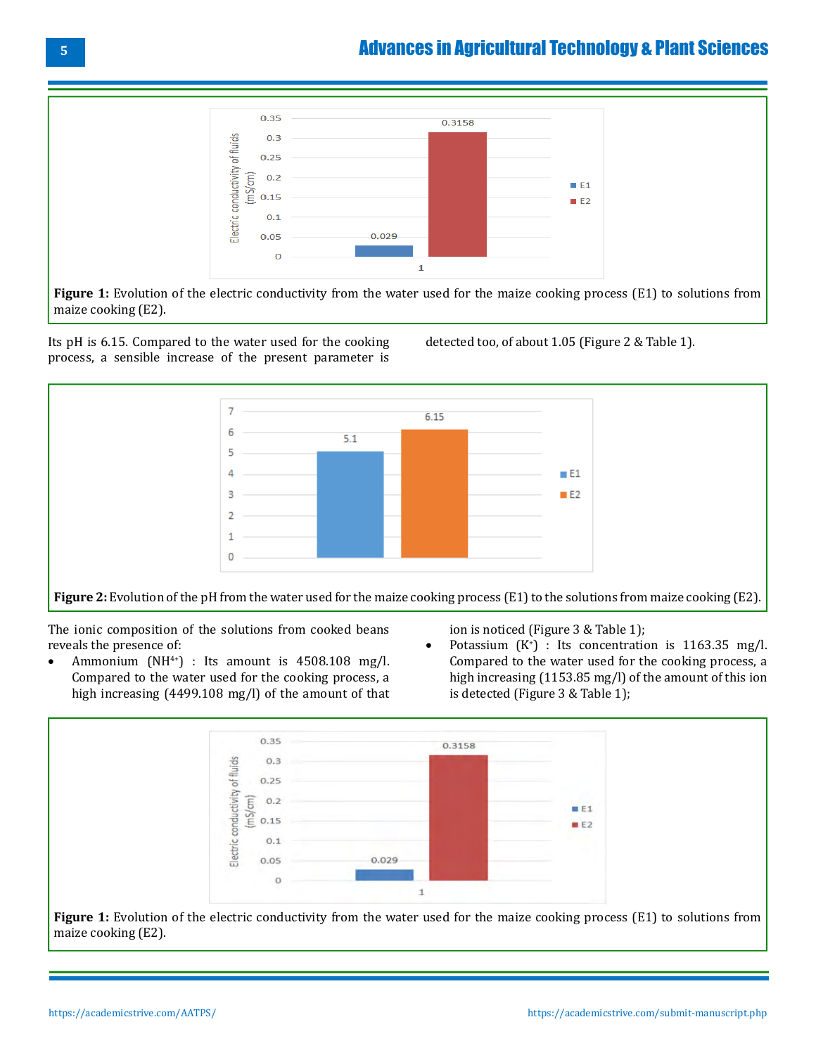Figure 1: Evolution of the electric conductivity from the water used for the maize cooking process (E1) to solutions from maize cooking (E2).

Its pH is 6.15. Compared to the water used for the cooking process, a sensible increase of the present parameter is detected too, of about 1.05 (Figure 2 & Table 1).

**Figure 2:** Evolution of the pH from the water used for the maize cooking process (E1) to the solutions from maize cooking (E2).

The ionic composition of the solutions from cooked beans reveals the presence of:

- Ammonium ($NH^{4+}$) : Its amount is 4508.108 mg/l. Compared to the water used for the cooking process, a high increasing (4499.108 mg/l) of the amount of that ion is noticed (Figure 3 & Table 1);
- Potassium ($K^{+}$) : Its concentration is 1163.35 mg/l. Compared to the water used for the cooking process, a high increasing (1153.85 mg/l) of the amount of this ion is detected (Figure 3 & Table 1);

**Figure 1:** Evolution of the electric conductivity from the water used for the maize cooking process (E1) to solutions from maize cooking (E2).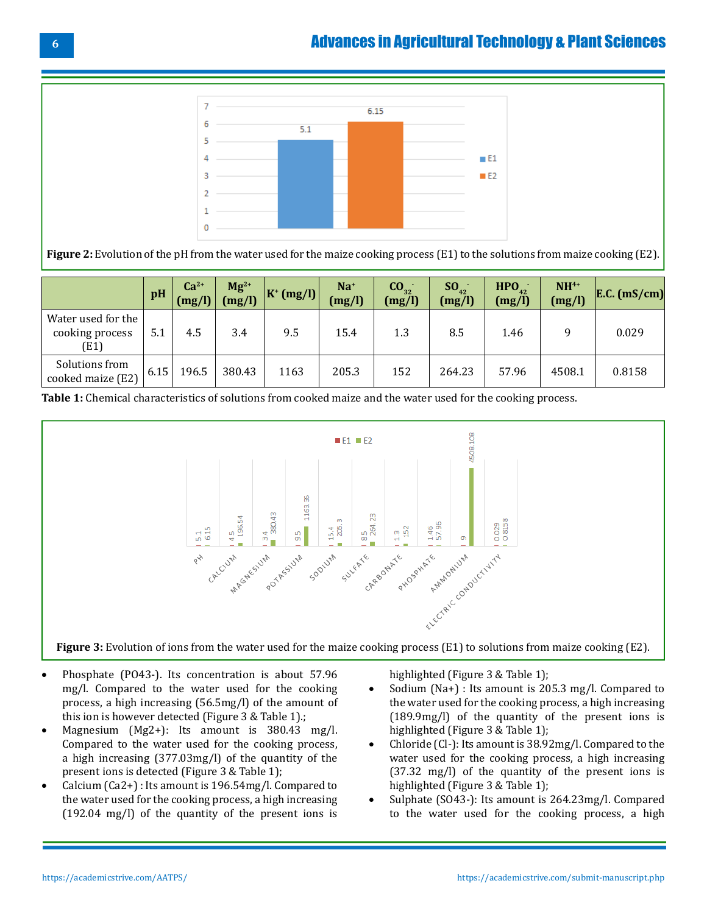**Figure 2:** Evolution of the pH from the water used for the maize cooking process (E1) to the solutions from maize cooking (E2).

| | pH | $Ca^{2+}$ (mg/l) | $Mg^{2+}$ (mg/l) | $K^{+}$ (mg/l) | $Na^{+}$ (mg/l) | $CO_{32}^{-}$ (mg/l) | $SO_{42}^{-}$ (mg/l) | $HPO_{42}^{-}$ (mg/l) | $NH^{4+}$ (mg/l) | E.C. (mS/cm) |
|---|---|---|---|---|---|---|---|---|---|---|
| Water used for the cooking process (E1) | 5.1 | 4.5 | 3.4 | 9.5 | 15.4 | 1.3 | 8.5 | 1.46 | 9 | 0.029 |
| Solutions from cooked maize (E2) | 6.15 | 196.5 | 380.43 | 1163 | 205.3 | 152 | 264.23 | 57.96 | 4508.1 | 0.8158 |

**Table 1:** Chemical characteristics of solutions from cooked maize and the water used for the cooking process.

**Figure 3:** Evolution of ions from the water used for the maize cooking process (E1) to solutions from maize cooking (E2).

- Phosphate (PO43-). Its concentration is about 57.96 mg/l. Compared to the water used for the cooking process, a high increasing (56.5mg/l) of the amount of this ion is however detected (Figure 3 & Table 1).;
- Magnesium (Mg2+): Its amount is 380.43 mg/l. Compared to the water used for the cooking process, a high increasing (377.03mg/l) of the quantity of the present ions is detected (Figure 3 & Table 1);
- Calcium (Ca2+) : Its amount is 196.54mg/l. Compared to the water used for the cooking process, a high increasing (192.04 mg/l) of the quantity of the present ions is highlighted (Figure 3 & Table 1);
- Sodium (Na+) : Its amount is 205.3 mg/l. Compared to the water used for the cooking process, a high increasing (189.9mg/l) of the quantity of the present ions is highlighted (Figure 3 & Table 1);
- Chloride (Cl-): Its amount is 38.92mg/l. Compared to the water used for the cooking process, a high increasing (37.32 mg/l) of the quantity of the present ions is highlighted (Figure 3 & Table 1);
- Sulphate (SO43-): Its amount is 264.23mg/l. Compared to the water used for the cooking process, a high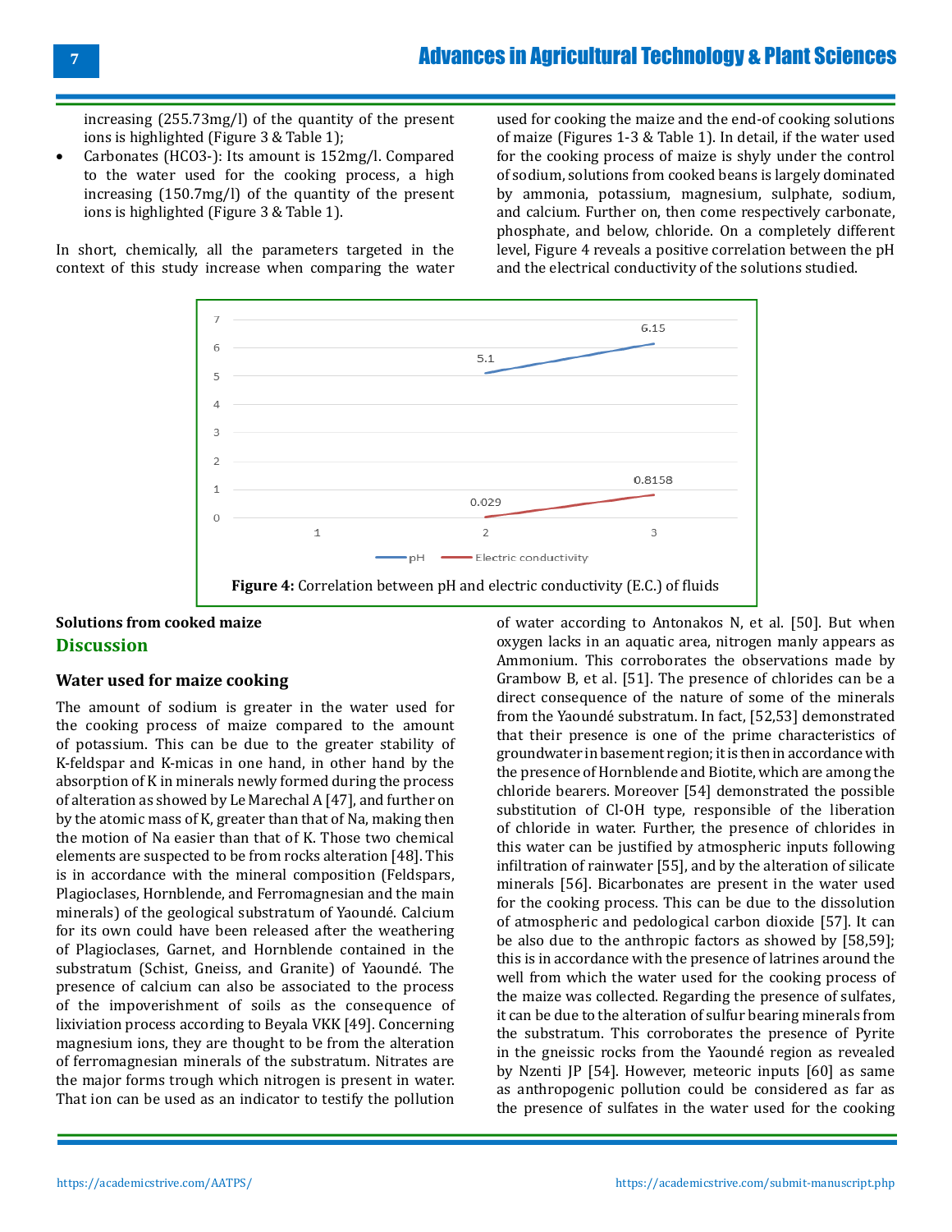increasing (255.73mg/l) of the quantity of the present ions is highlighted (Figure 3 & Table 1);

- Carbonates ($HCO3^-$): Its amount is 152mg/l. Compared to the water used for the cooking process, a high increasing (150.7mg/l) of the quantity of the present ions is highlighted (Figure 3 & Table 1).

In short, chemically, all the parameters targeted in the context of this study increase when comparing the water used for cooking the maize and the end-of cooking solutions of maize (Figures 1-3 & Table 1). In detail, if the water used for the cooking process of maize is shyly under the control of sodium, solutions from cooked beans is largely dominated by ammonia, potassium, magnesium, sulphate, sodium, and calcium. Further on, then come respectively carbonate, phosphate, and below, chloride. On a completely different level, Figure 4 reveals a positive correlation between the pH and the electrical conductivity of the solutions studied.

**Figure 4:** Correlation between pH and electric conductivity (E.C.) of fluids

**Solutions from cooked maize**

## Discussion

### Water used for maize cooking

The amount of sodium is greater in the water used for the cooking process of maize compared to the amount of potassium. This can be due to the greater stability of K-feldspar and K-micas in one hand, in other hand by the absorption of K in minerals newly formed during the process of alteration as showed by Le Marechal A [47], and further on by the atomic mass of K, greater than that of Na, making then the motion of Na easier than that of K. Those two chemical elements are suspected to be from rocks alteration [48]. This is in accordance with the mineral composition (Feldspars, Plagioclases, Hornblende, and Ferromagnesian and the main minerals) of the geological substratum of Yaoundé. Calcium for its own could have been released after the weathering of Plagioclases, Garnet, and Hornblende contained in the substratum (Schist, Gneiss, and Granite) of Yaoundé. The presence of calcium can also be associated to the process of the impoverishment of soils as the consequence of lixiviation process according to Beyala VKK [49]. Concerning magnesium ions, they are thought to be from the alteration of ferromagnesian minerals of the substratum. Nitrates are the major forms trough which nitrogen is present in water. That ion can be used as an indicator to testify the pollution of water according to Antonakos N, et al. [50]. But when oxygen lacks in an aquatic area, nitrogen manly appears as Ammonium. This corroborates the observations made by Grambow B, et al. [51]. The presence of chlorides can be a direct consequence of the nature of some of the minerals from the Yaoundé substratum. In fact, [52,53] demonstrated that their presence is one of the prime characteristics of groundwater in basement region; it is then in accordance with the presence of Hornblende and Biotite, which are among the chloride bearers. Moreover [54] demonstrated the possible substitution of Cl-OH type, responsible of the liberation of chloride in water. Further, the presence of chlorides in this water can be justified by atmospheric inputs following infiltration of rainwater [55], and by the alteration of silicate minerals [56]. Bicarbonates are present in the water used for the cooking process. This can be due to the dissolution of atmospheric and pedological carbon dioxide [57]. It can be also due to the anthropic factors as showed by [58,59]; this is in accordance with the presence of latrines around the well from which the water used for the cooking process of the maize was collected. Regarding the presence of sulfates, it can be due to the alteration of sulfur bearing minerals from the substratum. This corroborates the presence of Pyrite in the gneissic rocks from the Yaoundé region as revealed by Nzenti JP [54]. However, meteoric inputs [60] as same as anthropogenic pollution could be considered as far as the presence of sulfates in the water used for the cooking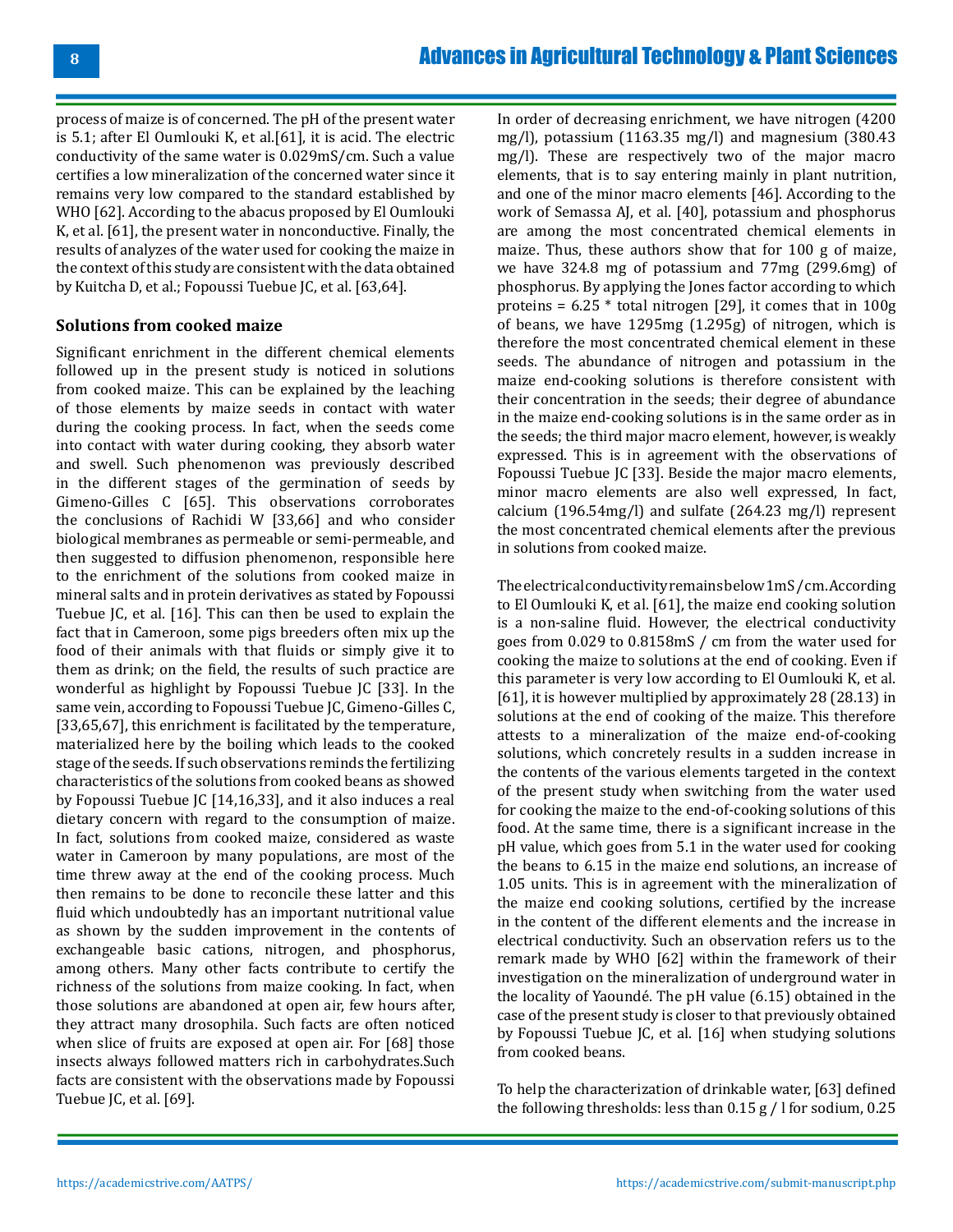process of maize is of concerned. The pH of the present water is 5.1; after El Oumlouki K, et al.[61], it is acid. The electric conductivity of the same water is 0.029mS/cm. Such a value certifies a low mineralization of the concerned water since it remains very low compared to the standard established by WHO [62]. According to the abacus proposed by El Oumlouki K, et al. [61], the present water in nonconductive. Finally, the results of analyzes of the water used for cooking the maize in the context of this study are consistent with the data obtained by Kuitcha D, et al.; Fopoussi Tuebue JC, et al. [63,64].

### Solutions from cooked maize

Significant enrichment in the different chemical elements followed up in the present study is noticed in solutions from cooked maize. This can be explained by the leaching of those elements by maize seeds in contact with water during the cooking process. In fact, when the seeds come into contact with water during cooking, they absorb water and swell. Such phenomenon was previously described in the different stages of the germination of seeds by Gimeno-Gilles C [65]. This observations corroborates the conclusions of Rachidi W [33,66] and who consider biological membranes as permeable or semi-permeable, and then suggested to diffusion phenomenon, responsible here to the enrichment of the solutions from cooked maize in mineral salts and in protein derivatives as stated by Fopoussi Tuebue JC, et al. [16]. This can then be used to explain the fact that in Cameroon, some pigs breeders often mix up the food of their animals with that fluids or simply give it to them as drink; on the field, the results of such practice are wonderful as highlight by Fopoussi Tuebue JC [33]. In the same vein, according to Fopoussi Tuebue JC, Gimeno-Gilles C, [33,65,67], this enrichment is facilitated by the temperature, materialized here by the boiling which leads to the cooked stage of the seeds. If such observations reminds the fertilizing characteristics of the solutions from cooked beans as showed by Fopoussi Tuebue JC [14,16,33], and it also induces a real dietary concern with regard to the consumption of maize. In fact, solutions from cooked maize, considered as waste water in Cameroon by many populations, are most of the time threw away at the end of the cooking process. Much then remains to be done to reconcile these latter and this fluid which undoubtedly has an important nutritional value as shown by the sudden improvement in the contents of exchangeable basic cations, nitrogen, and phosphorus, among others. Many other facts contribute to certify the richness of the solutions from maize cooking. In fact, when those solutions are abandoned at open air, few hours after, they attract many drosophila. Such facts are often noticed when slice of fruits are exposed at open air. For [68] those insects always followed matters rich in carbohydrates.Such facts are consistent with the observations made by Fopoussi Tuebue JC, et al. [69].

In order of decreasing enrichment, we have nitrogen (4200 mg/l), potassium (1163.35 mg/l) and magnesium (380.43 mg/l). These are respectively two of the major macro elements, that is to say entering mainly in plant nutrition, and one of the minor macro elements [46]. According to the work of Semassa AJ, et al. [40], potassium and phosphorus are among the most concentrated chemical elements in maize. Thus, these authors show that for 100 g of maize, we have 324.8 mg of potassium and 77mg (299.6mg) of phosphorus. By applying the Jones factor according to which proteins = 6.25 * total nitrogen [29], it comes that in 100g of beans, we have 1295mg (1.295g) of nitrogen, which is therefore the most concentrated chemical element in these seeds. The abundance of nitrogen and potassium in the maize end-cooking solutions is therefore consistent with their concentration in the seeds; their degree of abundance in the maize end-cooking solutions is in the same order as in the seeds; the third major macro element, however, is weakly expressed. This is in agreement with the observations of Fopoussi Tuebue JC [33]. Beside the major macro elements, minor macro elements are also well expressed, In fact, calcium (196.54mg/l) and sulfate (264.23 mg/l) represent the most concentrated chemical elements after the previous in solutions from cooked maize.

The electrical conductivity remains below 1mS/cm. According to El Oumlouki K, et al. [61], the maize end cooking solution is a non-saline fluid. However, the electrical conductivity goes from 0.029 to 0.8158mS / cm from the water used for cooking the maize to solutions at the end of cooking. Even if this parameter is very low according to El Oumlouki K, et al. [61], it is however multiplied by approximately 28 (28.13) in solutions at the end of cooking of the maize. This therefore attests to a mineralization of the maize end-of-cooking solutions, which concretely results in a sudden increase in the contents of the various elements targeted in the context of the present study when switching from the water used for cooking the maize to the end-of-cooking solutions of this food. At the same time, there is a significant increase in the pH value, which goes from 5.1 in the water used for cooking the beans to 6.15 in the maize end solutions, an increase of 1.05 units. This is in agreement with the mineralization of the maize end cooking solutions, certified by the increase in the content of the different elements and the increase in electrical conductivity. Such an observation refers us to the remark made by WHO [62] within the framework of their investigation on the mineralization of underground water in the locality of Yaoundé. The pH value (6.15) obtained in the case of the present study is closer to that previously obtained by Fopoussi Tuebue JC, et al. [16] when studying solutions from cooked beans.

To help the characterization of drinkable water, [63] defined the following thresholds: less than 0.15 g / l for sodium, 0.25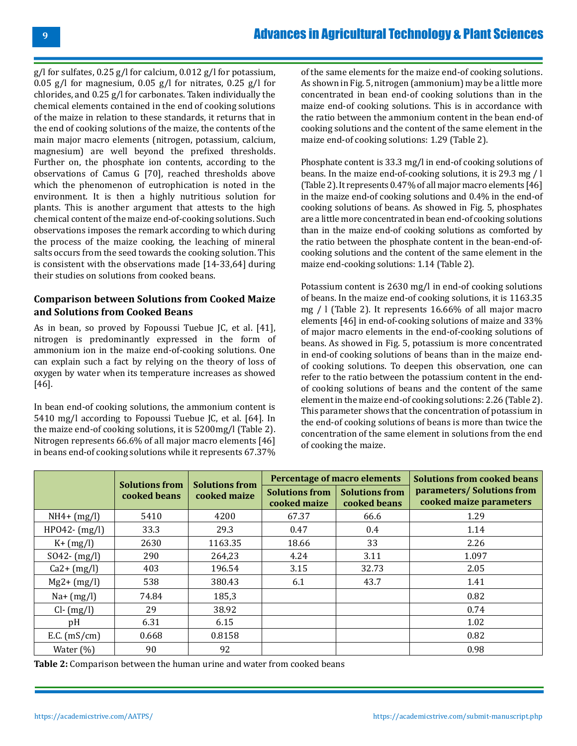g/l for sulfates, 0.25 g/l for calcium, 0.012 g/l for potassium, 0.05 g/l for magnesium, 0.05 g/l for nitrates, 0.25 g/l for chlorides, and 0.25 g/l for carbonates. Taken individually the chemical elements contained in the end of cooking solutions of the maize in relation to these standards, it returns that in the end of cooking solutions of the maize, the contents of the main major macro elements (nitrogen, potassium, calcium, magnesium) are well beyond the prefixed thresholds. Further on, the phosphate ion contents, according to the observations of Camus G [70], reached thresholds above which the phenomenon of eutrophication is noted in the environment. It is then a highly nutritious solution for plants. This is another argument that attests to the high chemical content of the maize end-of-cooking solutions. Such observations imposes the remark according to which during the process of the maize cooking, the leaching of mineral salts occurs from the seed towards the cooking solution. This is consistent with the observations made [14-33,64] during their studies on solutions from cooked beans.

## Comparison between Solutions from Cooked Maize and Solutions from Cooked Beans

As in bean, so proved by Fopoussi Tuebue JC, et al. [41], nitrogen is predominantly expressed in the form of ammonium ion in the maize end-of-cooking solutions. One can explain such a fact by relying on the theory of loss of oxygen by water when its temperature increases as showed [46].

In bean end-of cooking solutions, the ammonium content is 5410 mg/l according to Fopoussi Tuebue JC, et al. [64]. In the maize end-of cooking solutions, it is 5200mg/l (Table 2). Nitrogen represents 66.6% of all major macro elements [46] in beans end-of cooking solutions while it represents 67.37% of the same elements for the maize end-of cooking solutions. As shown in Fig. 5, nitrogen (ammonium) may be a little more concentrated in bean end-of cooking solutions than in the maize end-of cooking solutions. This is in accordance with the ratio between the ammonium content in the bean end-of cooking solutions and the content of the same element in the maize end-of cooking solutions: 1.29 (Table 2).

Phosphate content is 33.3 mg/l in end-of cooking solutions of beans. In the maize end-of-cooking solutions, it is 29.3 mg / l (Table 2). It represents 0.47% of all major macro elements [46] in the maize end-of cooking solutions and 0.4% in the end-of cooking solutions of beans. As showed in Fig. 5, phosphates are a little more concentrated in bean end-of cooking solutions than in the maize end-of cooking solutions as comforted by the ratio between the phosphate content in the bean-end-of-cooking solutions and the content of the same element in the maize end-cooking solutions: 1.14 (Table 2).

Potassium content is 2630 mg/l in end-of cooking solutions of beans. In the maize end-of cooking solutions, it is 1163.35 mg / l (Table 2). It represents 16.66% of all major macro elements [46] in end-of-cooking solutions of maize and 33% of major macro elements in the end-of-cooking solutions of beans. As showed in Fig. 5, potassium is more concentrated in end-of cooking solutions of beans than in the maize end-of cooking solutions. To deepen this observation, one can refer to the ratio between the potassium content in the end-of cooking solutions of beans and the content of the same element in the maize end-of cooking solutions: 2.26 (Table 2). This parameter shows that the concentration of potassium in the end-of cooking solutions of beans is more than twice the concentration of the same element in solutions from the end of cooking the maize.

| | Solutions from cooked beans | Solutions from cooked maize | Percentage of macro elements | | Solutions from cooked beans parameters/ Solutions from cooked maize parameters |
|---|---|---|---|---|---|
| | | | Solutions from cooked maize | Solutions from cooked beans | |
| $NH_4^+$ (mg/l) | 5410 | 4200 | 67.37 | 66.6 | 1.29 |
| $HPO_4^{2-}$ (mg/l) | 33.3 | 29.3 | 0.47 | 0.4 | 1.14 |
| $K^+$ (mg/l) | 2630 | 1163.35 | 18.66 | 33 | 2.26 |
| $SO_4^{2-}$ (mg/l) | 290 | 264,23 | 4.24 | 3.11 | 1.097 |
| $Ca^{2+}$ (mg/l) | 403 | 196.54 | 3.15 | 32.73 | 2.05 |
| $Mg^{2+}$ (mg/l) | 538 | 380.43 | 6.1 | 43.7 | 1.41 |
| $Na^+$ (mg/l) | 74.84 | 185,3 | | | 0.82 |
| $Cl^-$ (mg/l) | 29 | 38.92 | | | 0.74 |
| pH | 6.31 | 6.15 | | | 1.02 |
| E.C. (mS/cm) | 0.668 | 0.8158 | | | 0.82 |
| Water (%) | 90 | 92 | | | 0.98 |

**Table 2:** Comparison between the human urine and water from cooked beans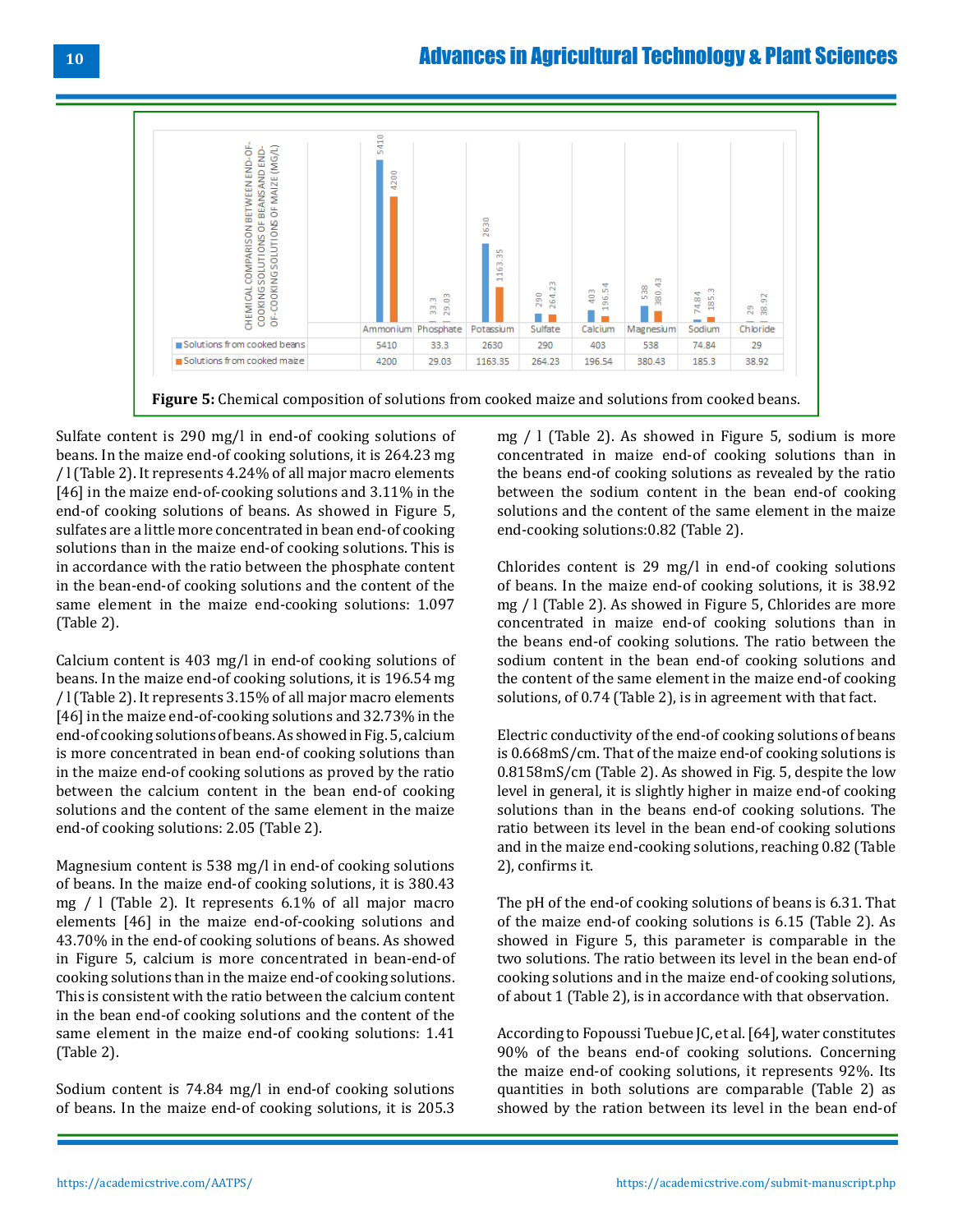| | Ammonium | Phosphate | Potassium | Sulfate | Calcium | Magnesium | Sodium | Chloride |
|---|---|---|---|---|---|---|---|---|
| Solutions from cooked beans | 5410 | 33.3 | 2630 | 290 | 403 | 538 | 74.84 | 29 |
| Solutions from cooked maize | 4200 | 29.03 | 1163.35 | 264.23 | 196.54 | 380.43 | 185.3 | 38.92 |

**Figure 5:** Chemical composition of solutions from cooked maize and solutions from cooked beans.

Sulfate content is 290 mg/l in end-of cooking solutions of beans. In the maize end-of cooking solutions, it is 264.23 mg / l (Table 2). It represents 4.24% of all major macro elements [46] in the maize end-of-cooking solutions and 3.11% in the end-of cooking solutions of beans. As showed in Figure 5, sulfates are a little more concentrated in bean end-of cooking solutions than in the maize end-of cooking solutions. This is in accordance with the ratio between the phosphate content in the bean-end-of cooking solutions and the content of the same element in the maize end-cooking solutions: 1.097 (Table 2).

Calcium content is 403 mg/l in end-of cooking solutions of beans. In the maize end-of cooking solutions, it is 196.54 mg / l (Table 2). It represents 3.15% of all major macro elements [46] in the maize end-of-cooking solutions and 32.73% in the end-of cooking solutions of beans. As showed in Fig. 5, calcium is more concentrated in bean end-of cooking solutions than in the maize end-of cooking solutions as proved by the ratio between the calcium content in the bean end-of cooking solutions and the content of the same element in the maize end-of cooking solutions: 2.05 (Table 2).

Magnesium content is 538 mg/l in end-of cooking solutions of beans. In the maize end-of cooking solutions, it is 380.43 mg / l (Table 2). It represents 6.1% of all major macro elements [46] in the maize end-of-cooking solutions and 43.70% in the end-of cooking solutions of beans. As showed in Figure 5, calcium is more concentrated in bean-end-of cooking solutions than in the maize end-of cooking solutions. This is consistent with the ratio between the calcium content in the bean end-of cooking solutions and the content of the same element in the maize end-of cooking solutions: 1.41 (Table 2).

Sodium content is 74.84 mg/l in end-of cooking solutions of beans. In the maize end-of cooking solutions, it is 205.3 mg / l (Table 2). As showed in Figure 5, sodium is more concentrated in maize end-of cooking solutions than in the beans end-of cooking solutions as revealed by the ratio between the sodium content in the bean end-of cooking solutions and the content of the same element in the maize end-cooking solutions:0.82 (Table 2).

Chlorides content is 29 mg/l in end-of cooking solutions of beans. In the maize end-of cooking solutions, it is 38.92 mg / l (Table 2). As showed in Figure 5, Chlorides are more concentrated in maize end-of cooking solutions than in the beans end-of cooking solutions. The ratio between the sodium content in the bean end-of cooking solutions and the content of the same element in the maize end-of cooking solutions, of 0.74 (Table 2), is in agreement with that fact.

Electric conductivity of the end-of cooking solutions of beans is 0.668mS/cm. That of the maize end-of cooking solutions is 0.8158mS/cm (Table 2). As showed in Fig. 5, despite the low level in general, it is slightly higher in maize end-of cooking solutions than in the beans end-of cooking solutions. The ratio between its level in the bean end-of cooking solutions and in the maize end-cooking solutions, reaching 0.82 (Table 2), confirms it.

The pH of the end-of cooking solutions of beans is 6.31. That of the maize end-of cooking solutions is 6.15 (Table 2). As showed in Figure 5, this parameter is comparable in the two solutions. The ratio between its level in the bean end-of cooking solutions and in the maize end-of cooking solutions, of about 1 (Table 2), is in accordance with that observation.

According to Fopoussi Tuebue JC, et al. [64], water constitutes 90% of the beans end-of cooking solutions. Concerning the maize end-of cooking solutions, it represents 92%. Its quantities in both solutions are comparable (Table 2) as showed by the ration between its level in the bean end-of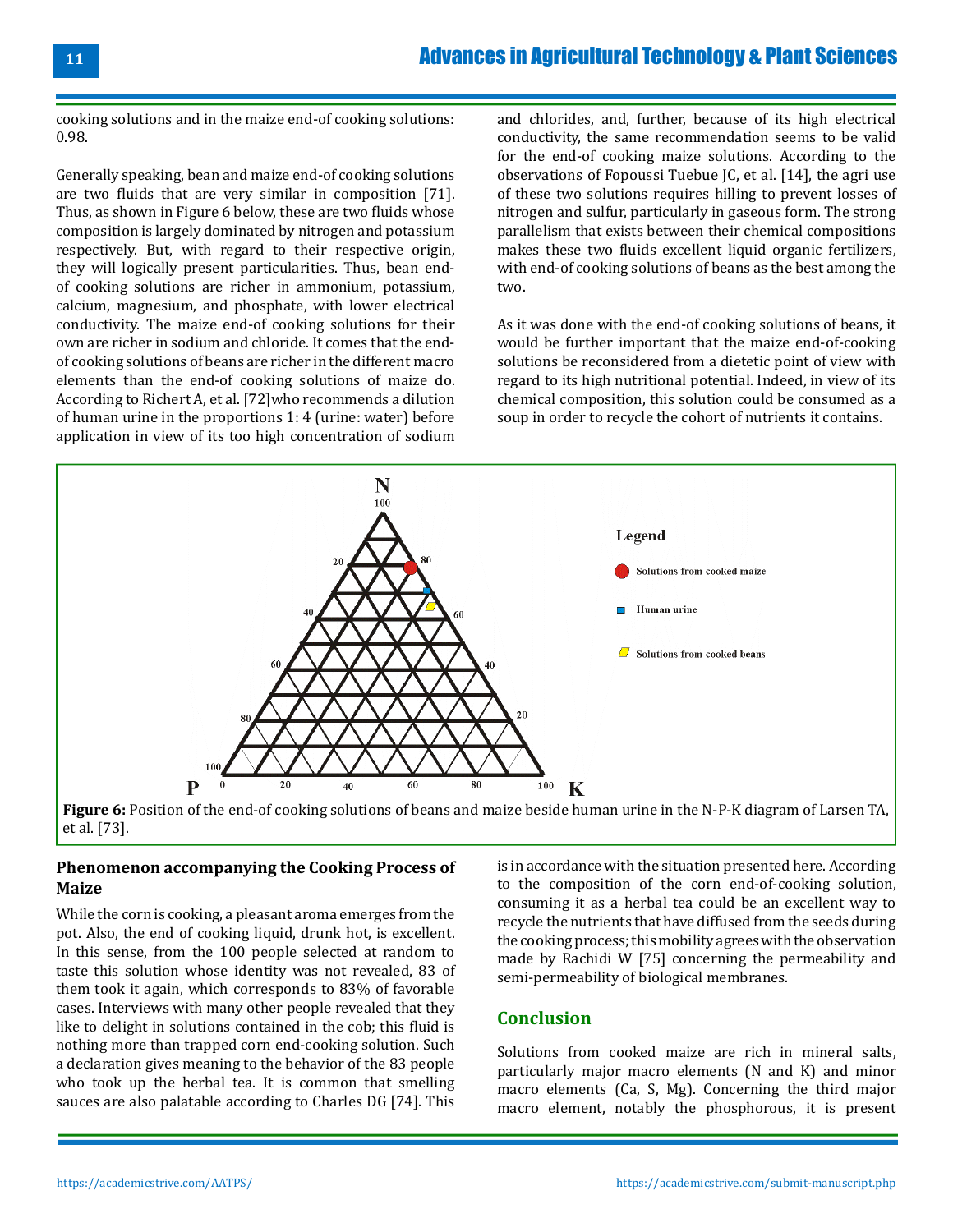cooking solutions and in the maize end-of cooking solutions: 0.98.

Generally speaking, bean and maize end-of cooking solutions are two fluids that are very similar in composition [71]. Thus, as shown in Figure 6 below, these are two fluids whose composition is largely dominated by nitrogen and potassium respectively. But, with regard to their respective origin, they will logically present particularities. Thus, bean end-of cooking solutions are richer in ammonium, potassium, calcium, magnesium, and phosphate, with lower electrical conductivity. The maize end-of cooking solutions for their own are richer in sodium and chloride. It comes that the end-of cooking solutions of beans are richer in the different macro elements than the end-of cooking solutions of maize do. According to Richert A, et al. [72]who recommends a dilution of human urine in the proportions 1: 4 (urine: water) before application in view of its too high concentration of sodium and chlorides, and, further, because of its high electrical conductivity, the same recommendation seems to be valid for the end-of cooking maize solutions. According to the observations of Fopoussi Tuebue JC, et al. [14], the agri use of these two solutions requires hilling to prevent losses of nitrogen and sulfur, particularly in gaseous form. The strong parallelism that exists between their chemical compositions makes these two fluids excellent liquid organic fertilizers, with end-of cooking solutions of beans as the best among the two.

As it was done with the end-of cooking solutions of beans, it would be further important that the maize end-of-cooking solutions be reconsidered from a dietetic point of view with regard to its high nutritional potential. Indeed, in view of its chemical composition, this solution could be consumed as a soup in order to recycle the cohort of nutrients it contains.

**Figure 6:** Position of the end-of cooking solutions of beans and maize beside human urine in the N-P-K diagram of Larsen TA, et al. [73].

## Phenomenon accompanying the Cooking Process of Maize

While the corn is cooking, a pleasant aroma emerges from the pot. Also, the end of cooking liquid, drunk hot, is excellent. In this sense, from the 100 people selected at random to taste this solution whose identity was not revealed, 83 of them took it again, which corresponds to 83% of favorable cases. Interviews with many other people revealed that they like to delight in solutions contained in the cob; this fluid is nothing more than trapped corn end-cooking solution. Such a declaration gives meaning to the behavior of the 83 people who took up the herbal tea. It is common that smelling sauces are also palatable according to Charles DG [74]. This is in accordance with the situation presented here. According to the composition of the corn end-of-cooking solution, consuming it as a herbal tea could be an excellent way to recycle the nutrients that have diffused from the seeds during the cooking process; this mobility agrees with the observation made by Rachidi W [75] concerning the permeability and semi-permeability of biological membranes.

## Conclusion

Solutions from cooked maize are rich in mineral salts, particularly major macro elements (N and K) and minor macro elements (Ca, S, Mg). Concerning the third major macro element, notably the phosphorous, it is present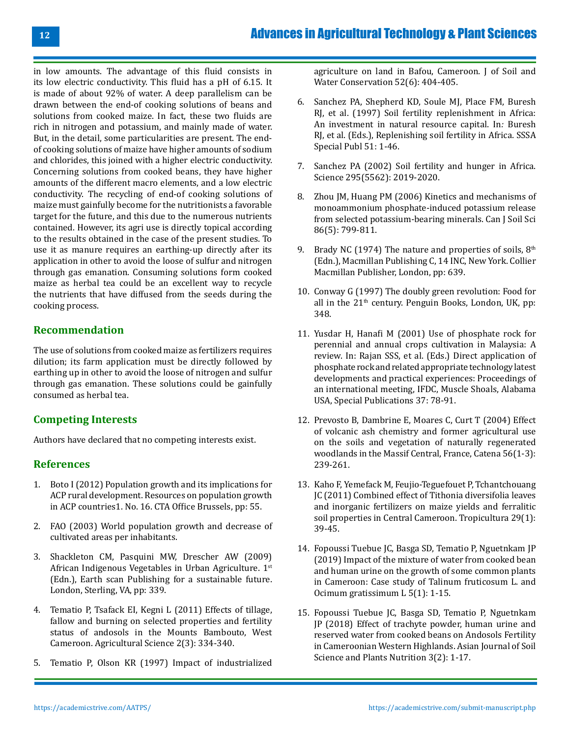in low amounts. The advantage of this fluid consists in its low electric conductivity. This fluid has a pH of 6.15. It is made of about 92% of water. A deep parallelism can be drawn between the end-of cooking solutions of beans and solutions from cooked maize. In fact, these two fluids are rich in nitrogen and potassium, and mainly made of water. But, in the detail, some particularities are present. The end-of cooking solutions of maize have higher amounts of sodium and chlorides, this joined with a higher electric conductivity. Concerning solutions from cooked beans, they have higher amounts of the different macro elements, and a low electric conductivity. The recycling of end-of cooking solutions of maize must gainfully become for the nutritionists a favorable target for the future, and this due to the numerous nutrients contained. However, its agri use is directly topical according to the results obtained in the case of the present studies. To use it as manure requires an earthing-up directly after its application in other to avoid the loose of sulfur and nitrogen through gas emanation. Consuming solutions form cooked maize as herbal tea could be an excellent way to recycle the nutrients that have diffused from the seeds during the cooking process.

## Recommendation

The use of solutions from cooked maize as fertilizers requires dilution; its farm application must be directly followed by earthing up in other to avoid the loose of nitrogen and sulfur through gas emanation. These solutions could be gainfully consumed as herbal tea.

## Competing Interests

Authors have declared that no competing interests exist.

## References

1. Boto I (2012) Population growth and its implications for ACP rural development. Resources on population growth in ACP countries1. No. 16. CTA Office Brussels, pp: 55.
2. FAO (2003) World population growth and decrease of cultivated areas per inhabitants.
3. Shackleton CM, Pasquini MW, Drescher AW (2009) African Indigenous Vegetables in Urban Agriculture. 1st (Edn.), Earth scan Publishing for a sustainable future. London, Sterling, VA, pp: 339.
4. Tematio P, Tsafack EI, Kegni L (2011) Effects of tillage, fallow and burning on selected properties and fertility status of andosols in the Mounts Bambouto, West Cameroon. Agricultural Science 2(3): 334-340.
5. Tematio P, Olson KR (1997) Impact of industrialized agriculture on land in Bafou, Cameroon. J of Soil and Water Conservation 52(6): 404-405.
6. Sanchez PA, Shepherd KD, Soule MJ, Place FM, Buresh RJ, et al. (1997) Soil fertility replenishment in Africa: An investment in natural resource capital. In*:* Buresh RJ, et al. (Eds.), Replenishing soil fertility in Africa. SSSA Special Publ 51: 1-46.
7. Sanchez PA (2002) Soil fertility and hunger in Africa. Science 295(5562): 2019-2020.
8. Zhou JM, Huang PM (2006) Kinetics and mechanisms of monoammonium phosphate-induced potassium release from selected potassium-bearing minerals. Can J Soil Sci 86(5): 799-811.
9. Brady NC (1974) The nature and properties of soils, 8th (Edn.), Macmillan Publishing C, 14 INC, New York. Collier Macmillan Publisher, London, pp: 639.
10. Conway G (1997) The doubly green revolution: Food for all in the 21th century. Penguin Books, London, UK, pp: 348.
11. Yusdar H, Hanafi M (2001) Use of phosphate rock for perennial and annual crops cultivation in Malaysia: A review. In: Rajan SSS, et al. (Eds.) Direct application of phosphate rock and related appropriate technology latest developments and practical experiences: Proceedings of an international meeting, IFDC, Muscle Shoals, Alabama USA, Special Publications 37: 78-91.
12. Prevosto B, Dambrine E, Moares C, Curt T (2004) Effect of volcanic ash chemistry and former agricultural use on the soils and vegetation of naturally regenerated woodlands in the Massif Central, France, Catena 56(1-3): 239-261.
13. Kaho F, Yemefack M, Feujio-Teguefouet P, Tchantchouang JC (2011) Combined effect of Tithonia diversifolia leaves and inorganic fertilizers on maize yields and ferralitic soil properties in Central Cameroon. Tropicultura 29(1): 39-45.
14. Fopoussi Tuebue JC, Basga SD, Tematio P, Nguetnkam JP (2019) Impact of the mixture of water from cooked bean and human urine on the growth of some common plants in Cameroon: Case study of Talinum fruticosum L. and Ocimum gratissimum L 5(1): 1-15.
15. Fopoussi Tuebue JC, Basga SD, Tematio P, Nguetnkam JP (2018) Effect of trachyte powder, human urine and reserved water from cooked beans on Andosols Fertility in Cameroonian Western Highlands. Asian Journal of Soil Science and Plants Nutrition 3(2): 1-17.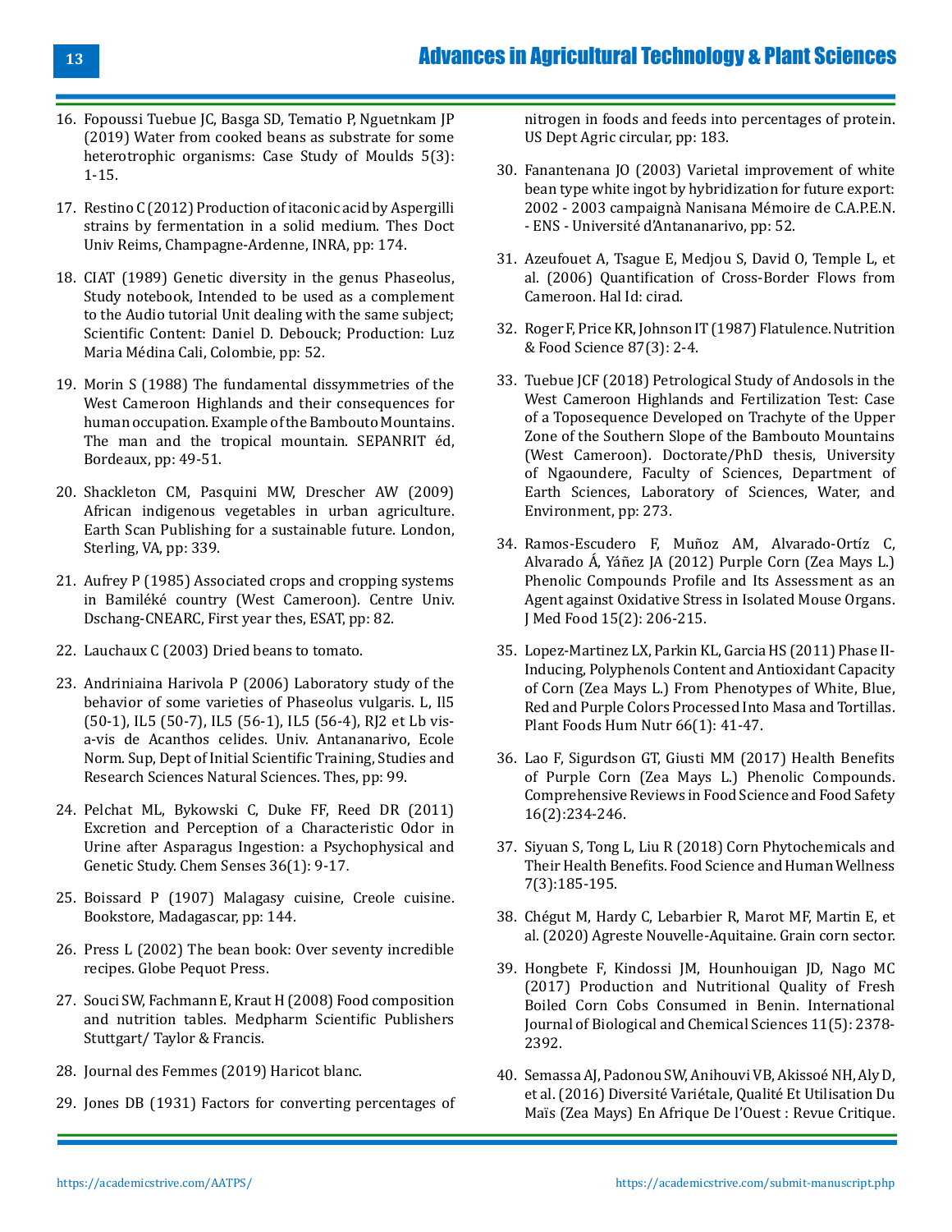16. Fopoussi Tuebue JC, Basga SD, Tematio P, Nguetnkam JP (2019) Water from cooked beans as substrate for some heterotrophic organisms: Case Study of Moulds 5(3): 1-15.

17. Restino C (2012) Production of itaconic acid by Aspergilli strains by fermentation in a solid medium. Thes Doct Univ Reims, Champagne-Ardenne, INRA, pp: 174.

18. CIAT (1989) Genetic diversity in the genus Phaseolus, Study notebook, Intended to be used as a complement to the Audio tutorial Unit dealing with the same subject; Scientific Content: Daniel D. Debouck; Production: Luz Maria Médina Cali, Colombie, pp: 52.

19. Morin S (1988) The fundamental dissymmetries of the West Cameroon Highlands and their consequences for human occupation. Example of the Bambouto Mountains. The man and the tropical mountain. SEPANRIT éd, Bordeaux, pp: 49-51.

20. Shackleton CM, Pasquini MW, Drescher AW (2009) African indigenous vegetables in urban agriculture. Earth Scan Publishing for a sustainable future. London, Sterling, VA, pp: 339.

21. Aufrey P (1985) Associated crops and cropping systems in Bamiléké country (West Cameroon). Centre Univ. Dschang-CNEARC, First year thes, ESAT, pp: 82.

22. Lauchaux C (2003) Dried beans to tomato.

23. Andriniaina Harivola P (2006) Laboratory study of the behavior of some varieties of Phaseolus vulgaris. L, Il5 (50-1), IL5 (50-7), IL5 (56-1), IL5 (56-4), RJ2 et Lb vis-a-vis de Acanthos celides. Univ. Antananarivo, Ecole Norm. Sup, Dept of Initial Scientific Training, Studies and Research Sciences Natural Sciences. Thes, pp: 99.

24. Pelchat ML, Bykowski C, Duke FF, Reed DR (2011) Excretion and Perception of a Characteristic Odor in Urine after Asparagus Ingestion: a Psychophysical and Genetic Study. Chem Senses 36(1): 9-17.

25. Boissard P (1907) Malagasy cuisine, Creole cuisine. Bookstore, Madagascar, pp: 144.

26. Press L (2002) The bean book: Over seventy incredible recipes. Globe Pequot Press.

27. Souci SW, Fachmann E, Kraut H (2008) Food composition and nutrition tables. Medpharm Scientific Publishers Stuttgart/ Taylor & Francis.

28. Journal des Femmes (2019) Haricot blanc.

29. Jones DB (1931) Factors for converting percentages of nitrogen in foods and feeds into percentages of protein. US Dept Agric circular, pp: 183.

30. Fanantenana JO (2003) Varietal improvement of white bean type white ingot by hybridization for future export: 2002 - 2003 campaignà Nanisana Mémoire de C.A.P.E.N. - ENS - Université d'Antananarivo, pp: 52.

31. Azeufouet A, Tsague E, Medjou S, David O, Temple L, et al. (2006) Quantification of Cross-Border Flows from Cameroon. Hal Id: cirad.

32. Roger F, Price KR, Johnson IT (1987) Flatulence. Nutrition & Food Science 87(3): 2-4.

33. Tuebue JCF (2018) Petrological Study of Andosols in the West Cameroon Highlands and Fertilization Test: Case of a Toposequence Developed on Trachyte of the Upper Zone of the Southern Slope of the Bambouto Mountains (West Cameroon). Doctorate/PhD thesis, University of Ngaoundere, Faculty of Sciences, Department of Earth Sciences, Laboratory of Sciences, Water, and Environment, pp: 273.

34. Ramos-Escudero F, Muñoz AM, Alvarado-Ortíz C, Alvarado Á, Yáñez JA (2012) Purple Corn (Zea Mays L.) Phenolic Compounds Profile and Its Assessment as an Agent against Oxidative Stress in Isolated Mouse Organs. J Med Food 15(2): 206-215.

35. Lopez-Martinez LX, Parkin KL, Garcia HS (2011) Phase II-Inducing, Polyphenols Content and Antioxidant Capacity of Corn (Zea Mays L.) From Phenotypes of White, Blue, Red and Purple Colors Processed Into Masa and Tortillas. Plant Foods Hum Nutr 66(1): 41-47.

36. Lao F, Sigurdson GT, Giusti MM (2017) Health Benefits of Purple Corn (Zea Mays L.) Phenolic Compounds. Comprehensive Reviews in Food Science and Food Safety 16(2):234-246.

37. Siyuan S, Tong L, Liu R (2018) Corn Phytochemicals and Their Health Benefits. Food Science and Human Wellness 7(3):185-195.

38. Chégut M, Hardy C, Lebarbier R, Marot MF, Martin E, et al. (2020) Agreste Nouvelle-Aquitaine. Grain corn sector.

39. Hongbete F, Kindossi JM, Hounhouigan JD, Nago MC (2017) Production and Nutritional Quality of Fresh Boiled Corn Cobs Consumed in Benin. International Journal of Biological and Chemical Sciences 11(5): 2378-2392.

40. Semassa AJ, Padonou SW, Anihouvi VB, Akissoé NH, Aly D, et al. (2016) Diversité Variétale, Qualité Et Utilisation Du Maïs (Zea Mays) En Afrique De l'Ouest : Revue Critique.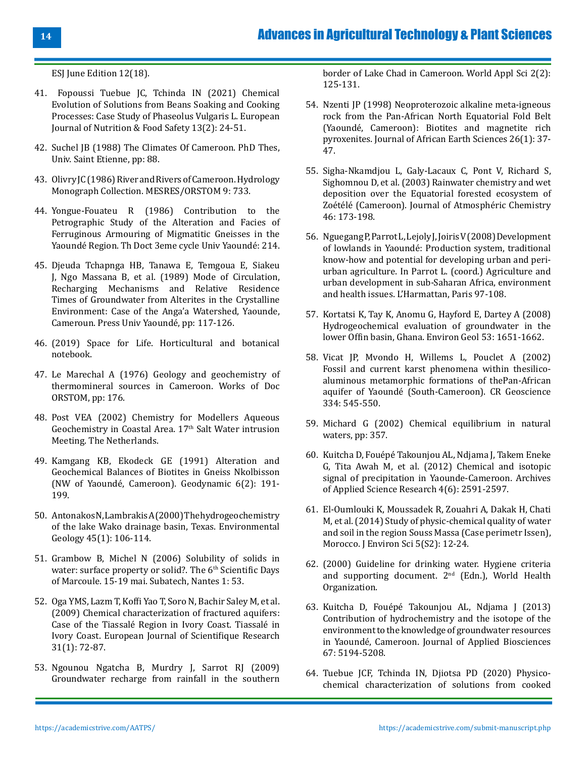ESJ June Edition 12(18).

41. Fopoussi Tuebue JC, Tchinda IN (2021) Chemical Evolution of Solutions from Beans Soaking and Cooking Processes: Case Study of Phaseolus Vulgaris L. European Journal of Nutrition & Food Safety 13(2): 24-51.

42. Suchel JB (1988) The Climates Of Cameroon. PhD Thes, Univ. Saint Etienne, pp: 88.

43. Olivry JC (1986) River and Rivers of Cameroon. Hydrology Monograph Collection. MESRES/ORSTOM 9: 733.

44. Yongue-Fouateu R (1986) Contribution to the Petrographic Study of the Alteration and Facies of Ferruginous Armouring of Migmatitic Gneisses in the Yaoundé Region. Th Doct 3eme cycle Univ Yaoundé: 214.

45. Djeuda Tchapnga HB, Tanawa E, Temgoua E, Siakeu J, Ngo Massana B, et al. (1989) Mode of Circulation, Recharging Mechanisms and Relative Residence Times of Groundwater from Alterites in the Crystalline Environment: Case of the Anga'a Watershed, Yaounde, Cameroun. Press Univ Yaoundé, pp: 117-126.

46. (2019) Space for Life. Horticultural and botanical notebook.

47. Le Marechal A (1976) Geology and geochemistry of thermomineral sources in Cameroon. Works of Doc ORSTOM, pp: 176.

48. Post VEA (2002) Chemistry for Modellers Aqueous Geochemistry in Coastal Area. 17th Salt Water intrusion Meeting. The Netherlands.

49. Kamgang KB, Ekodeck GE (1991) Alteration and Geochemical Balances of Biotites in Gneiss Nkolbisson (NW of Yaoundé, Cameroon). Geodynamic 6(2): 191-199.

50. Antonakos N, Lambrakis A (2000) The hydrogeochemistry of the lake Wako drainage basin, Texas. Environmental Geology 45(1): 106-114.

51. Grambow B, Michel N (2006) Solubility of solids in water: surface property or solid?. The 6th Scientific Days of Marcoule. 15-19 mai. Subatech, Nantes 1: 53.

52. Oga YMS, Lazm T, Koffi Yao T, Soro N, Bachir Saley M, et al. (2009) Chemical characterization of fractured aquifers: Case of the Tiassalé Region in Ivory Coast. Tiassalé in Ivory Coast. European Journal of Scientifique Research 31(1): 72-87.

53. Ngounou Ngatcha B, Murdry J, Sarrot RJ (2009) Groundwater recharge from rainfall in the southern border of Lake Chad in Cameroon. World Appl Sci 2(2): 125-131.

54. Nzenti JP (1998) Neoproterozoic alkaline meta-igneous rock from the Pan-African North Equatorial Fold Belt (Yaoundé, Cameroon): Biotites and magnetite rich pyroxenites. Journal of African Earth Sciences 26(1): 37-47.

55. Sigha-Nkamdjou L, Galy-Lacaux C, Pont V, Richard S, Sighomnou D, et al. (2003) Rainwater chemistry and wet deposition over the Equatorial forested ecosystem of Zoétélé (Cameroon). Journal of Atmosphéric Chemistry 46: 173-198.

56. Nguegang P, Parrot L, Lejoly J, Joiris V (2008) Development of lowlands in Yaoundé: Production system, traditional know-how and potential for developing urban and peri-urban agriculture. In Parrot L. (coord.) Agriculture and urban development in sub-Saharan Africa, environment and health issues. L'Harmattan, Paris 97-108.

57. Kortatsi K, Tay K, Anomu G, Hayford E, Dartey A (2008) Hydrogeochemical evaluation of groundwater in the lower Offin basin, Ghana. Environ Geol 53: 1651-1662.

58. Vicat JP, Mvondo H, Willems L, Pouclet A (2002) Fossil and current karst phenomena within thesilico-aluminous metamorphic formations of thePan-African aquifer of Yaoundé (South-Cameroon). CR Geoscience 334: 545-550.

59. Michard G (2002) Chemical equilibrium in natural waters, pp: 357.

60. Kuitcha D, Fouépé Takounjou AL, Ndjama J, Takem Eneke G, Tita Awah M, et al. (2012) Chemical and isotopic signal of precipitation in Yaounde-Cameroon. Archives of Applied Science Research 4(6): 2591-2597.

61. El-Oumlouki K, Moussadek R, Zouahri A, Dakak H, Chati M, et al. (2014) Study of physic-chemical quality of water and soil in the region Souss Massa (Case perimetr Issen), Morocco. J Environ Sci 5(S2): 12-24.

62. (2000) Guideline for drinking water. Hygiene criteria and supporting document. 2nd (Edn.), World Health Organization.

63. Kuitcha D, Fouépé Takounjou AL, Ndjama J (2013) Contribution of hydrochemistry and the isotope of the environment to the knowledge of groundwater resources in Yaoundé, Cameroon. Journal of Applied Biosciences 67: 5194-5208.

64. Tuebue JCF, Tchinda IN, Djiotsa PD (2020) Physico-chemical characterization of solutions from cooked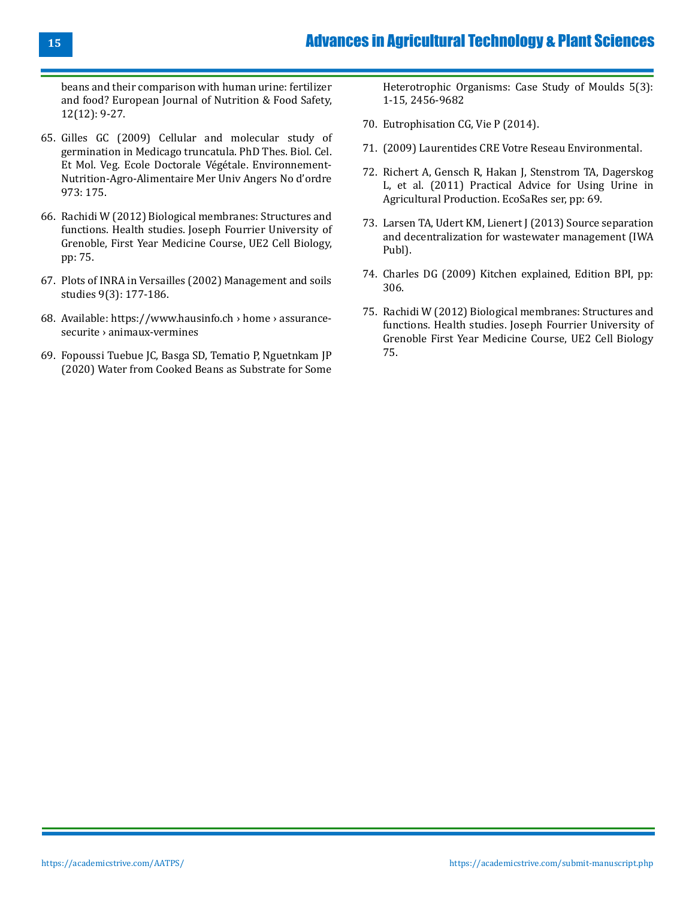beans and their comparison with human urine: fertilizer and food? European Journal of Nutrition & Food Safety, 12(12): 9-27.

65. Gilles GC (2009) Cellular and molecular study of germination in Medicago truncatula. PhD Thes. Biol. Cel. Et Mol. Veg. Ecole Doctorale Végétale. Environnement-Nutrition-Agro-Alimentaire Mer Univ Angers No d'ordre 973: 175.

66. Rachidi W (2012) Biological membranes: Structures and functions. Health studies. Joseph Fourrier University of Grenoble, First Year Medicine Course, UE2 Cell Biology, pp: 75.

67. Plots of INRA in Versailles (2002) Management and soils studies 9(3): 177-186.

68. Available: https://www.hausinfo.ch › home › assurance-securite › animaux-vermines

69. Fopoussi Tuebue JC, Basga SD, Tematio P, Nguetnkam JP (2020) Water from Cooked Beans as Substrate for Some Heterotrophic Organisms: Case Study of Moulds 5(3): 1-15, 2456-9682

70. Eutrophisation CG, Vie P (2014).

71. (2009) Laurentides CRE Votre Reseau Environmental.

72. Richert A, Gensch R, Hakan J, Stenstrom TA, Dagerskog L, et al. (2011) Practical Advice for Using Urine in Agricultural Production. EcoSaRes ser, pp: 69.

73. Larsen TA, Udert KM, Lienert J (2013) Source separation and decentralization for wastewater management (IWA Publ).

74. Charles DG (2009) Kitchen explained, Edition BPI, pp: 306.

75. Rachidi W (2012) Biological membranes: Structures and functions. Health studies. Joseph Fourrier University of Grenoble First Year Medicine Course, UE2 Cell Biology 75.